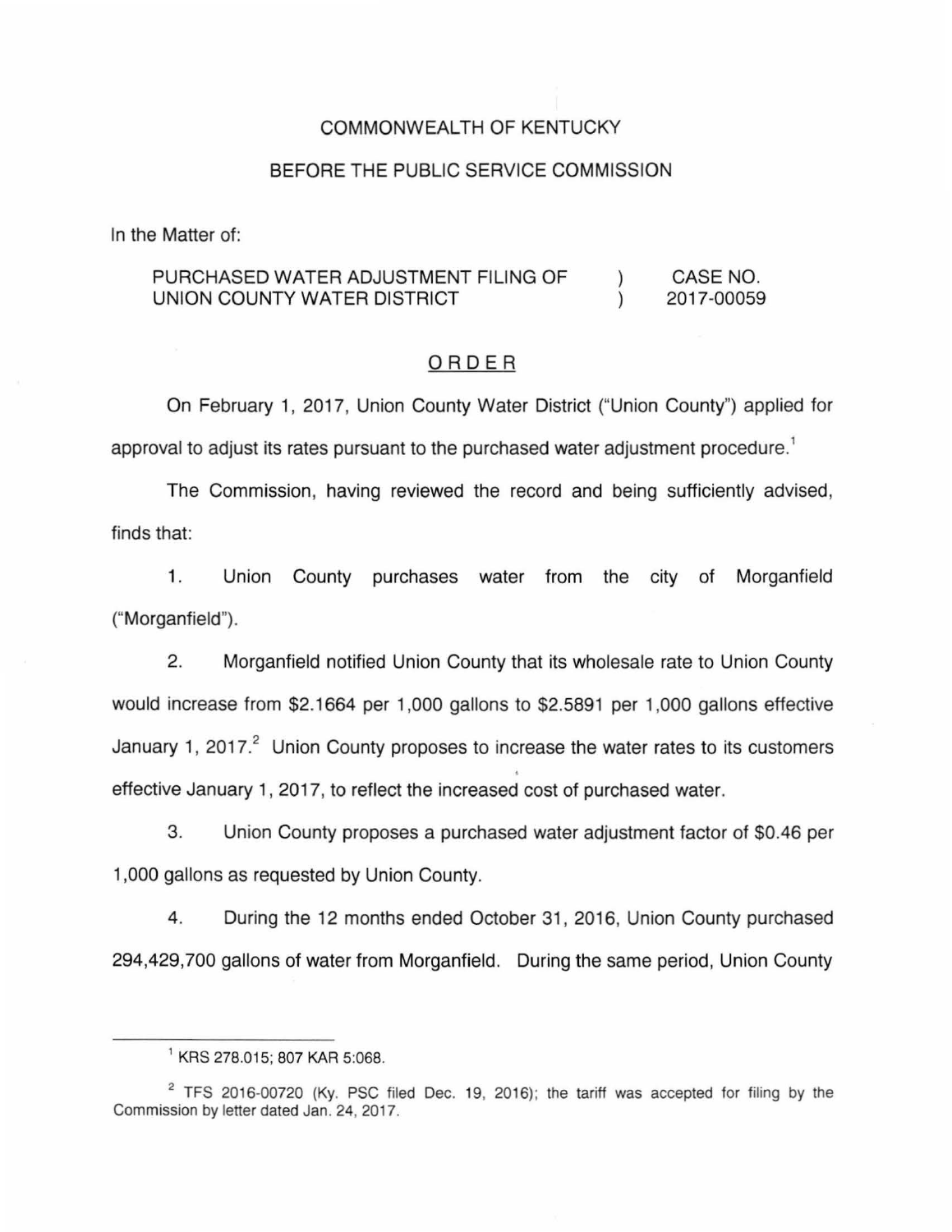COMMONWEALTH OF KENTUCKY

BEFORE THE PUBLIC SERVICE COMMISSION

In the Matter of:

PURCHASED WATER ADJUSTMENT FILING OF UNION COUNTY WATER DISTRICT ) CASE NO. 2017-00059

## ORDER

On February 1, 2017, Union County Water District ("Union County") applied for approval to adjust its rates pursuant to the purchased water adjustment procedure.[1]

The Commission, having reviewed the record and being sufficiently advised, finds that:

1. Union County purchases water from the city of Morganfield ("Morganfield").

2. Morganfield notified Union County that its wholesale rate to Union County would increase from $2.1664 per 1,000 gallons to $2.5891 per 1,000 gallons effective January 1, 2017.[2] Union County proposes to increase the water rates to its customers effective January 1, 2017, to reflect the increased cost of purchased water.

3. Union County proposes a purchased water adjustment factor of $0.46 per 1,000 gallons as requested by Union County.

4. During the 12 months ended October 31, 2016, Union County purchased 294,429,700 gallons of water from Morganfield. During the same period, Union County

---

[1] KRS 278.015; 807 KAR 5:068.

[2] TFS 2016-00720 (Ky. PSC filed Dec. 19, 2016); the tariff was accepted for filing by the Commission by letter dated Jan. 24, 2017.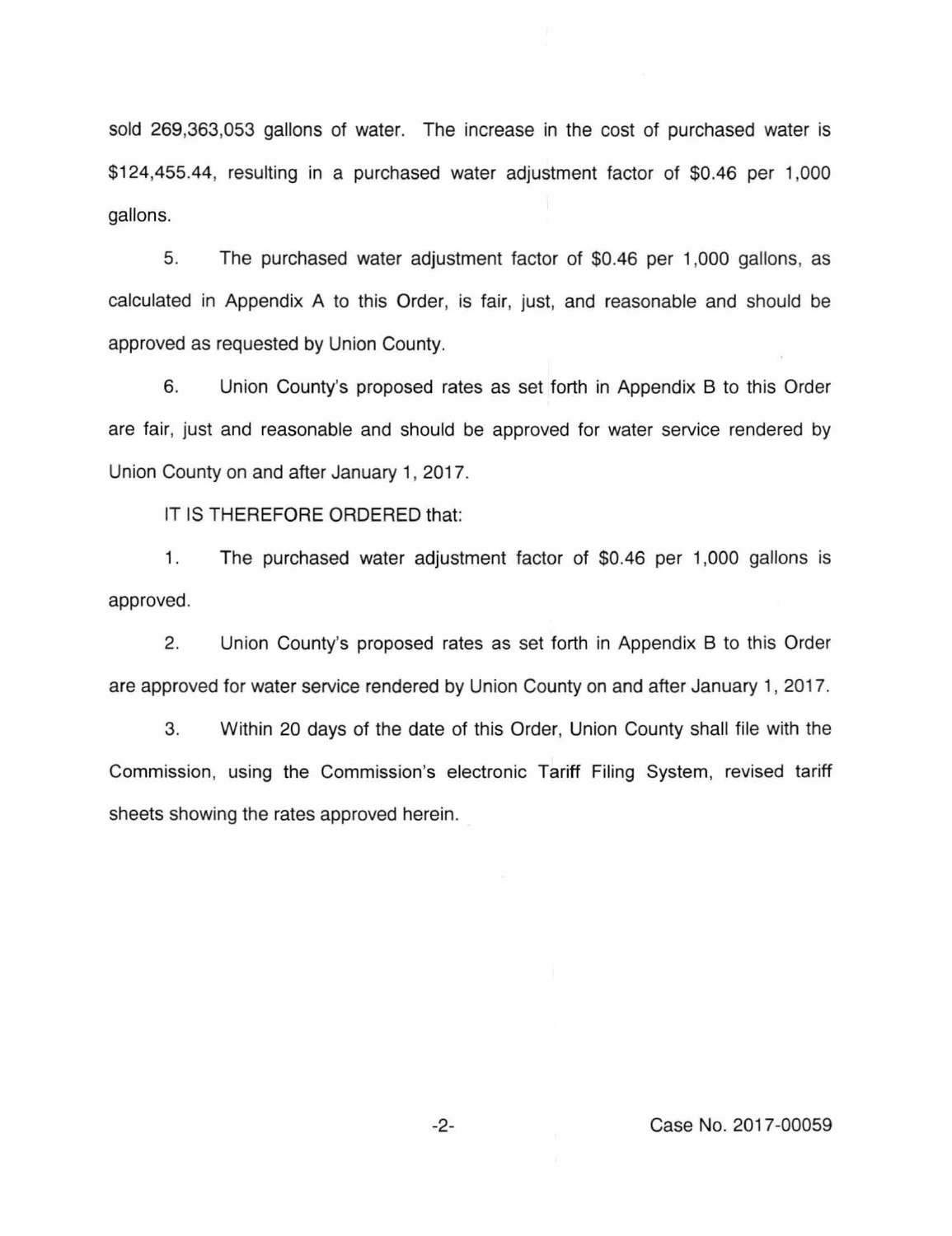sold 269,363,053 gallons of water. The increase in the cost of purchased water is $124,455.44, resulting in a purchased water adjustment factor of $0.46 per 1,000 gallons.

5. The purchased water adjustment factor of $0.46 per 1,000 gallons, as calculated in Appendix A to this Order, is fair, just, and reasonable and should be approved as requested by Union County.

6. Union County's proposed rates as set forth in Appendix B to this Order are fair, just and reasonable and should be approved for water service rendered by Union County on and after January 1, 2017.

IT IS THEREFORE ORDERED that:

1. The purchased water adjustment factor of $0.46 per 1,000 gallons is approved.

2. Union County's proposed rates as set forth in Appendix B to this Order are approved for water service rendered by Union County on and after January 1, 2017.

3. Within 20 days of the date of this Order, Union County shall file with the Commission, using the Commission's electronic Tariff Filing System, revised tariff sheets showing the rates approved herein.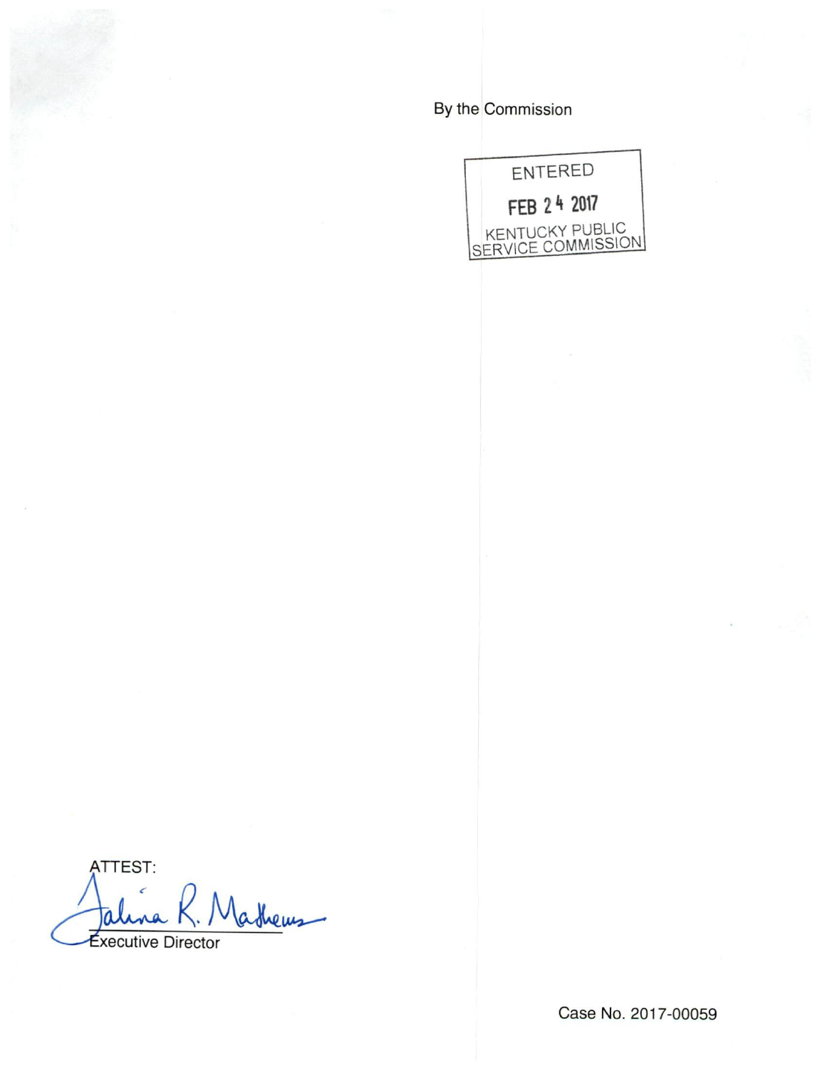By the Commission

ENTERED

FEB 24 2017

KENTUCKY PUBLIC SERVICE COMMISSION

ATTEST:

Talina R. Mathews

Executive Director

Case No. 2017-00059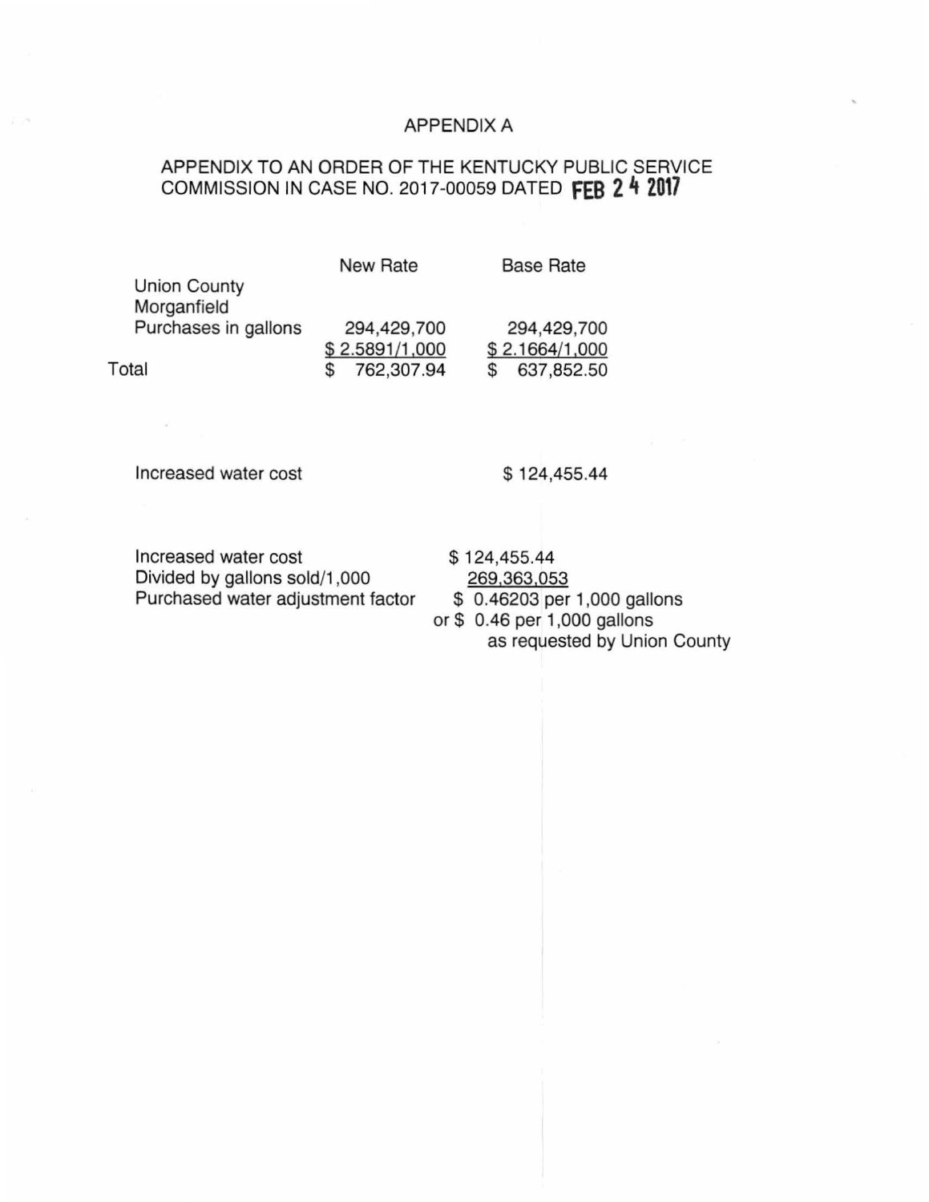APPENDIX A

APPENDIX TO AN ORDER OF THE KENTUCKY PUBLIC SERVICE COMMISSION IN CASE NO. 2017-00059 DATED FEB 24 2017

| | New Rate | Base Rate |
|---|---|---|
| Union County | | |
| Morganfield | | |
| Purchases in gallons | 294,429,700 | 294,429,700 |
| | $ 2.5891/1,000 | $ 2.1664/1,000 |
| Total | $ 762,307.94 | $ 637,852.50 |

| | |
|---|---|
| Increased water cost | $ 124,455.44 |

| | |
|---|---|
| Increased water cost | $ 124,455.44 |
| Divided by gallons sold/1,000 | 269,363,053 |
| Purchased water adjustment factor | $ 0.46203 per 1,000 gallons |
| | or $ 0.46 per 1,000 gallons as requested by Union County |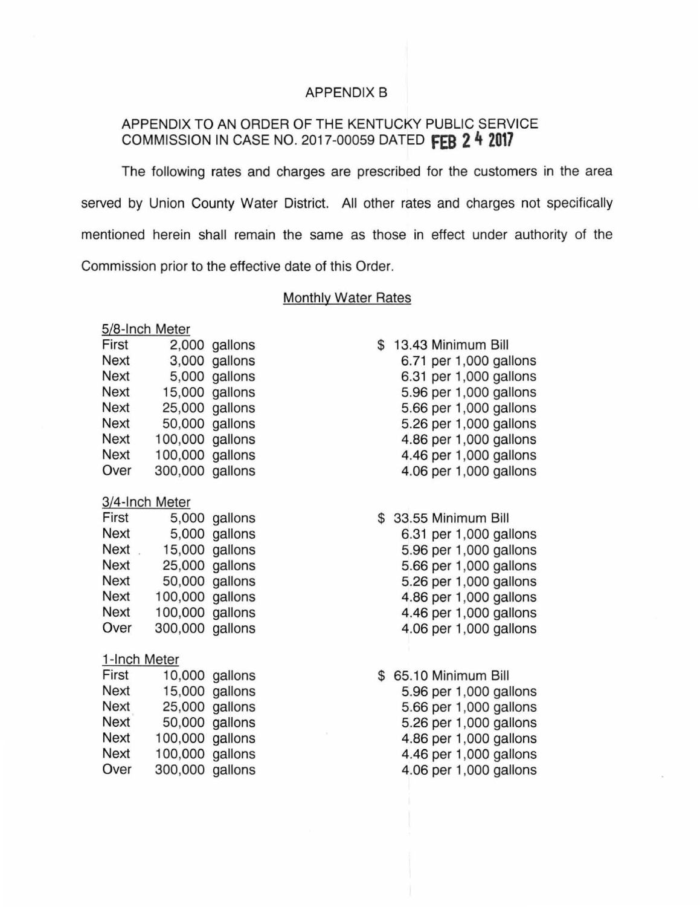APPENDIX B

APPENDIX TO AN ORDER OF THE KENTUCKY PUBLIC SERVICE COMMISSION IN CASE NO. 2017-00059 DATED FEB 24 2017

The following rates and charges are prescribed for the customers in the area served by Union County Water District. All other rates and charges not specifically mentioned herein shall remain the same as those in effect under authority of the Commission prior to the effective date of this Order.

Monthly Water Rates

5/8-Inch Meter

| | | |
|---|---|---|
| First | 2,000 gallons | $ 13.43 Minimum Bill |
| Next | 3,000 gallons | 6.71 per 1,000 gallons |
| Next | 5,000 gallons | 6.31 per 1,000 gallons |
| Next | 15,000 gallons | 5.96 per 1,000 gallons |
| Next | 25,000 gallons | 5.66 per 1,000 gallons |
| Next | 50,000 gallons | 5.26 per 1,000 gallons |
| Next | 100,000 gallons | 4.86 per 1,000 gallons |
| Next | 100,000 gallons | 4.46 per 1,000 gallons |
| Over | 300,000 gallons | 4.06 per 1,000 gallons |

3/4-Inch Meter

| | | |
|---|---|---|
| First | 5,000 gallons | $ 33.55 Minimum Bill |
| Next | 5,000 gallons | 6.31 per 1,000 gallons |
| Next | 15,000 gallons | 5.96 per 1,000 gallons |
| Next | 25,000 gallons | 5.66 per 1,000 gallons |
| Next | 50,000 gallons | 5.26 per 1,000 gallons |
| Next | 100,000 gallons | 4.86 per 1,000 gallons |
| Next | 100,000 gallons | 4.46 per 1,000 gallons |
| Over | 300,000 gallons | 4.06 per 1,000 gallons |

1-Inch Meter

| | | |
|---|---|---|
| First | 10,000 gallons | $ 65.10 Minimum Bill |
| Next | 15,000 gallons | 5.96 per 1,000 gallons |
| Next | 25,000 gallons | 5.66 per 1,000 gallons |
| Next | 50,000 gallons | 5.26 per 1,000 gallons |
| Next | 100,000 gallons | 4.86 per 1,000 gallons |
| Next | 100,000 gallons | 4.46 per 1,000 gallons |
| Over | 300,000 gallons | 4.06 per 1,000 gallons |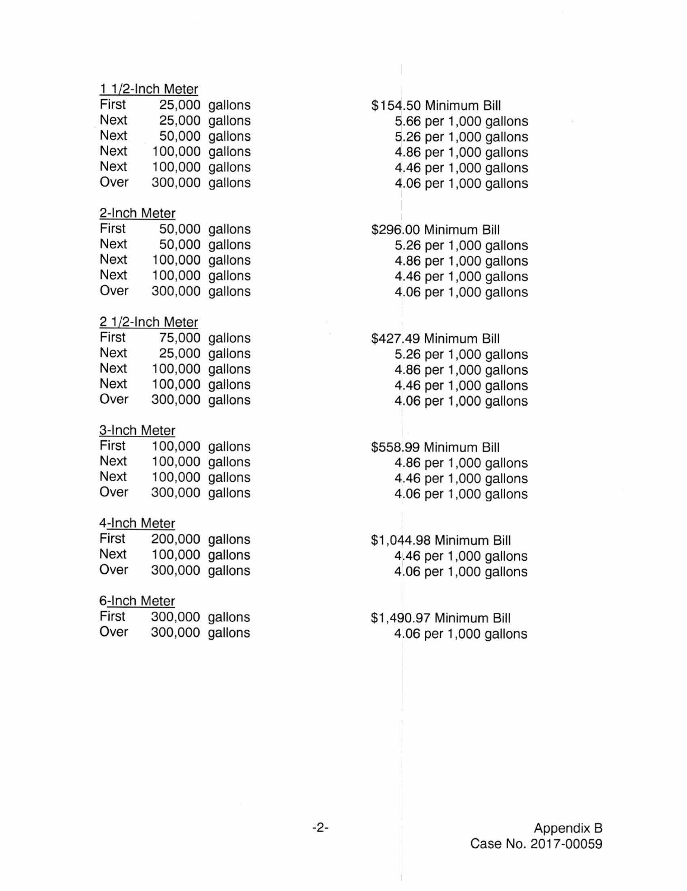1 1/2-Inch Meter

| | | |
|---|---|---|
| First | 25,000 gallons | $154.50 Minimum Bill |
| Next | 25,000 gallons | 5.66 per 1,000 gallons |
| Next | 50,000 gallons | 5.26 per 1,000 gallons |
| Next | 100,000 gallons | 4.86 per 1,000 gallons |
| Next | 100,000 gallons | 4.46 per 1,000 gallons |
| Over | 300,000 gallons | 4.06 per 1,000 gallons |

2-Inch Meter

| | | |
|---|---|---|
| First | 50,000 gallons | $296.00 Minimum Bill |
| Next | 50,000 gallons | 5.26 per 1,000 gallons |
| Next | 100,000 gallons | 4.86 per 1,000 gallons |
| Next | 100,000 gallons | 4.46 per 1,000 gallons |
| Over | 300,000 gallons | 4.06 per 1,000 gallons |

2 1/2-Inch Meter

| | | |
|---|---|---|
| First | 75,000 gallons | $427.49 Minimum Bill |
| Next | 25,000 gallons | 5.26 per 1,000 gallons |
| Next | 100,000 gallons | 4.86 per 1,000 gallons |
| Next | 100,000 gallons | 4.46 per 1,000 gallons |
| Over | 300,000 gallons | 4.06 per 1,000 gallons |

3-Inch Meter

| | | |
|---|---|---|
| First | 100,000 gallons | $558.99 Minimum Bill |
| Next | 100,000 gallons | 4.86 per 1,000 gallons |
| Next | 100,000 gallons | 4.46 per 1,000 gallons |
| Over | 300,000 gallons | 4.06 per 1,000 gallons |

4-Inch Meter

| | | |
|---|---|---|
| First | 200,000 gallons | $1,044.98 Minimum Bill |
| Next | 100,000 gallons | 4.46 per 1,000 gallons |
| Over | 300,000 gallons | 4.06 per 1,000 gallons |

6-Inch Meter

| | | |
|---|---|---|
| First | 300,000 gallons | $1,490.97 Minimum Bill |
| Over | 300,000 gallons | 4.06 per 1,000 gallons |

Appendix B
Case No. 2017-00059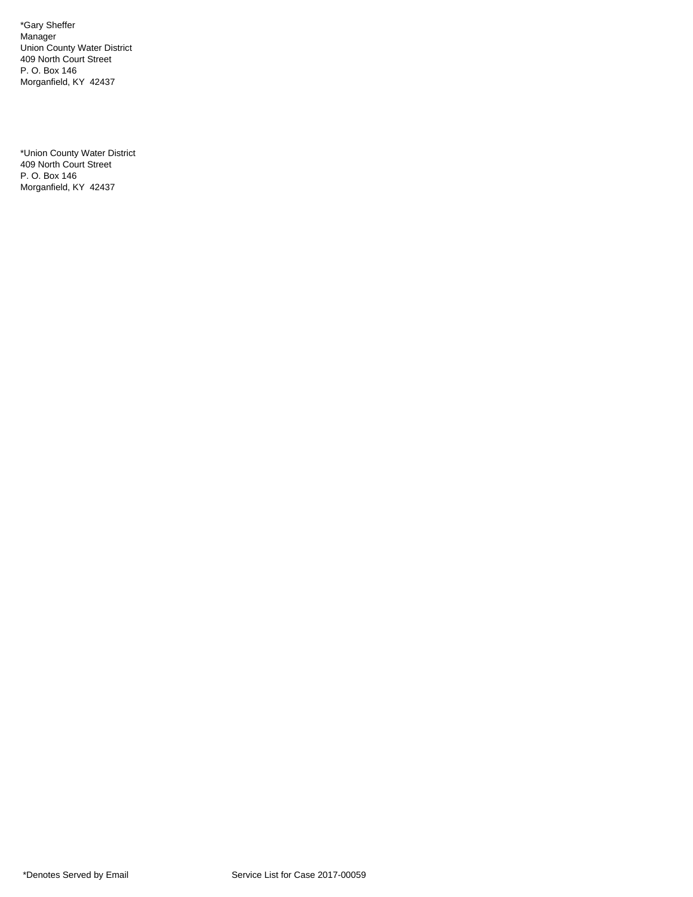*Gary Sheffer
Manager
Union County Water District
409 North Court Street
P. O. Box 146
Morganfield, KY  42437

*Union County Water District
409 North Court Street
P. O. Box 146
Morganfield, KY  42437

*Denotes Served by Email

Service List for Case 2017-00059